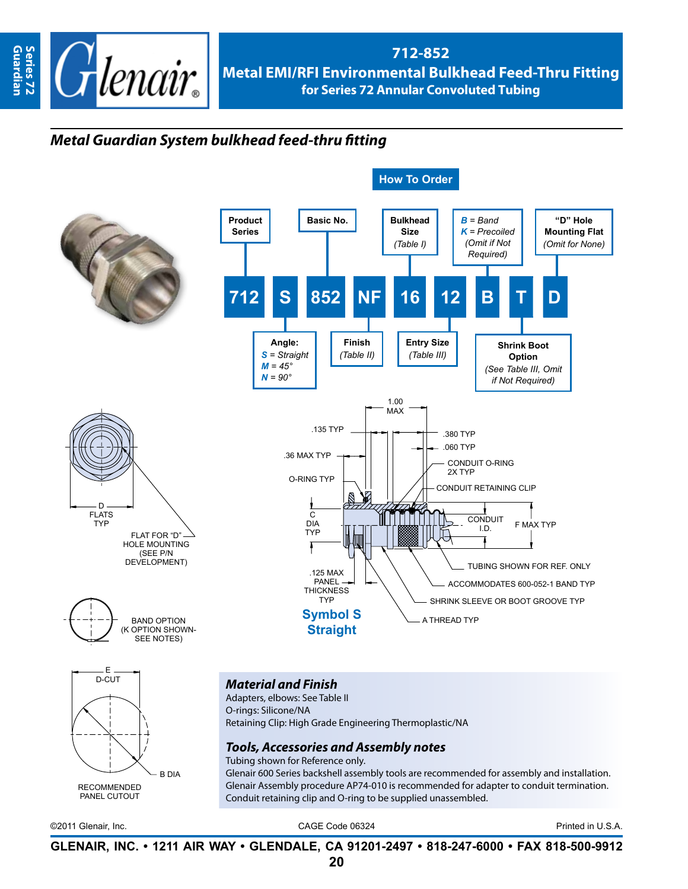# 712-852

## Metal EMI/RFI Environmental Bulkhead Feed-Thru Fitting

### for Series 72 Annular Convoluted Tubing

## *Metal Guardian System bulkhead feed-thru fitting*

### How To Order

| 712 | S | 852 | NF | 16 | 12 | B | T | D |
|---|---|---|---|---|---|---|---|---|

- **Product Series** — 712
- **Angle:** *S* = Straight, *M* = 45°, *N* = 90°
- **Basic No.** — 852
- **Finish** (Table II) — NF
- **Bulkhead Size** (Table I) — 16
- **Entry Size** (Table III) — 12
- *B* = Band, *K* = Precoiled (Omit if Not Required)
- **Shrink Boot Option** (See Table III, Omit if Not Required) — T
- **"D" Hole Mounting Flat** (Omit for None) — D

D FLATS TYP

FLAT FOR "D" HOLE MOUNTING (SEE P/N DEVELOPMENT)

BAND OPTION (K OPTION SHOWN- SEE NOTES)

E D-CUT

B DIA

RECOMMENDED PANEL CUTOUT

1.00 MAX

.135 TYP

.380 TYP

.060 TYP

.36 MAX TYP

CONDUIT O-RING 2X TYP

O-RING TYP

CONDUIT RETAINING CLIP

C DIA TYP

CONDUIT I.D.

F MAX TYP

TUBING SHOWN FOR REF. ONLY

.125 MAX PANEL THICKNESS TYP

ACCOMMODATES 600-052-1 BAND TYP

SHRINK SLEEVE OR BOOT GROOVE TYP

A THREAD TYP

**Symbol S Straight**

### *Material and Finish*

Adapters, elbows: See Table II
O-rings: Silicone/NA
Retaining Clip: High Grade Engineering Thermoplastic/NA

### *Tools, Accessories and Assembly notes*

Tubing shown for Reference only.
Glenair 600 Series backshell assembly tools are recommended for assembly and installation.
Glenair Assembly procedure AP74-010 is recommended for adapter to conduit termination.
Conduit retaining clip and O-ring to be supplied unassembled.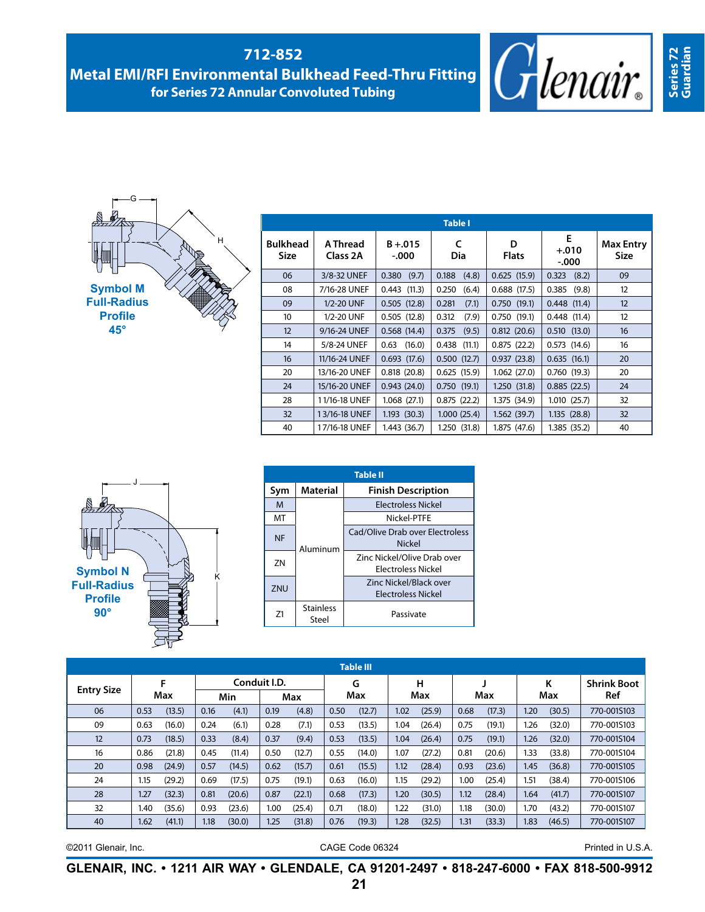# 712-852
## Metal EMI/RFI Environmental Bulkhead Feed-Thru Fitting
### for Series 72 Annular Convoluted Tubing

Series 72 Guardian

G

H

**Symbol M Full-Radius Profile 45°**

**Table I**

| Bulkhead Size | A Thread Class 2A | B +.015 -.000 | C Dia | D Flats | E +.010 -.000 | Max Entry Size |
|---|---|---|---|---|---|---|
| 06 | 3/8-32 UNEF | 0.380 (9.7) | 0.188 (4.8) | 0.625 (15.9) | 0.323 (8.2) | 09 |
| 08 | 7/16-28 UNEF | 0.443 (11.3) | 0.250 (6.4) | 0.688 (17.5) | 0.385 (9.8) | 12 |
| 09 | 1/2-20 UNF | 0.505 (12.8) | 0.281 (7.1) | 0.750 (19.1) | 0.448 (11.4) | 12 |
| 10 | 1/2-20 UNF | 0.505 (12.8) | 0.312 (7.9) | 0.750 (19.1) | 0.448 (11.4) | 12 |
| 12 | 9/16-24 UNEF | 0.568 (14.4) | 0.375 (9.5) | 0.812 (20.6) | 0.510 (13.0) | 16 |
| 14 | 5/8-24 UNEF | 0.63 (16.0) | 0.438 (11.1) | 0.875 (22.2) | 0.573 (14.6) | 16 |
| 16 | 11/16-24 UNEF | 0.693 (17.6) | 0.500 (12.7) | 0.937 (23.8) | 0.635 (16.1) | 20 |
| 20 | 13/16-20 UNEF | 0.818 (20.8) | 0.625 (15.9) | 1.062 (27.0) | 0.760 (19.3) | 20 |
| 24 | 15/16-20 UNEF | 0.943 (24.0) | 0.750 (19.1) | 1.250 (31.8) | 0.885 (22.5) | 24 |
| 28 | 1 1/16-18 UNEF | 1.068 (27.1) | 0.875 (22.2) | 1.375 (34.9) | 1.010 (25.7) | 32 |
| 32 | 1 3/16-18 UNEF | 1.193 (30.3) | 1.000 (25.4) | 1.562 (39.7) | 1.135 (28.8) | 32 |
| 40 | 1 7/16-18 UNEF | 1.443 (36.7) | 1.250 (31.8) | 1.875 (47.6) | 1.385 (35.2) | 40 |

J

K

**Symbol N Full-Radius Profile 90°**

**Table II**

| Sym | Material | Finish Description |
|---|---|---|
| M | Aluminum | Electroless Nickel |
| MT | Aluminum | Nickel-PTFE |
| NF | Aluminum | Cad/Olive Drab over Electroless Nickel |
| ZN | Aluminum | Zinc Nickel/Olive Drab over Electroless Nickel |
| ZNU | Aluminum | Zinc Nickel/Black over Electroless Nickel |
| Z1 | Stainless Steel | Passivate |

**Table III**

| Entry Size | F Max | | Conduit I.D. Min | | Conduit I.D. Max | | G Max | | H Max | | J Max | | K Max | | Shrink Boot Ref |
|---|---|---|---|---|---|---|---|---|---|---|---|---|---|---|---|
| 06 | 0.53 | (13.5) | 0.16 | (4.1) | 0.19 | (4.8) | 0.50 | (12.7) | 1.02 | (25.9) | 0.68 | (17.3) | 1.20 | (30.5) | 770-001S103 |
| 09 | 0.63 | (16.0) | 0.24 | (6.1) | 0.28 | (7.1) | 0.53 | (13.5) | 1.04 | (26.4) | 0.75 | (19.1) | 1.26 | (32.0) | 770-001S103 |
| 12 | 0.73 | (18.5) | 0.33 | (8.4) | 0.37 | (9.4) | 0.53 | (13.5) | 1.04 | (26.4) | 0.75 | (19.1) | 1.26 | (32.0) | 770-001S104 |
| 16 | 0.86 | (21.8) | 0.45 | (11.4) | 0.50 | (12.7) | 0.55 | (14.0) | 1.07 | (27.2) | 0.81 | (20.6) | 1.33 | (33.8) | 770-001S104 |
| 20 | 0.98 | (24.9) | 0.57 | (14.5) | 0.62 | (15.7) | 0.61 | (15.5) | 1.12 | (28.4) | 0.93 | (23.6) | 1.45 | (36.8) | 770-001S105 |
| 24 | 1.15 | (29.2) | 0.69 | (17.5) | 0.75 | (19.1) | 0.63 | (16.0) | 1.15 | (29.2) | 1.00 | (25.4) | 1.51 | (38.4) | 770-001S106 |
| 28 | 1.27 | (32.3) | 0.81 | (20.6) | 0.87 | (22.1) | 0.68 | (17.3) | 1.20 | (30.5) | 1.12 | (28.4) | 1.64 | (41.7) | 770-001S107 |
| 32 | 1.40 | (35.6) | 0.93 | (23.6) | 1.00 | (25.4) | 0.71 | (18.0) | 1.22 | (31.0) | 1.18 | (30.0) | 1.70 | (43.2) | 770-001S107 |
| 40 | 1.62 | (41.1) | 1.18 | (30.0) | 1.25 | (31.8) | 0.76 | (19.3) | 1.28 | (32.5) | 1.31 | (33.3) | 1.83 | (46.5) | 770-001S107 |

©2011 Glenair, Inc. CAGE Code 06324 Printed in U.S.A.

**GLENAIR, INC. • 1211 AIR WAY • GLENDALE, CA 91201-2497 • 818-247-6000 • FAX 818-500-9912**